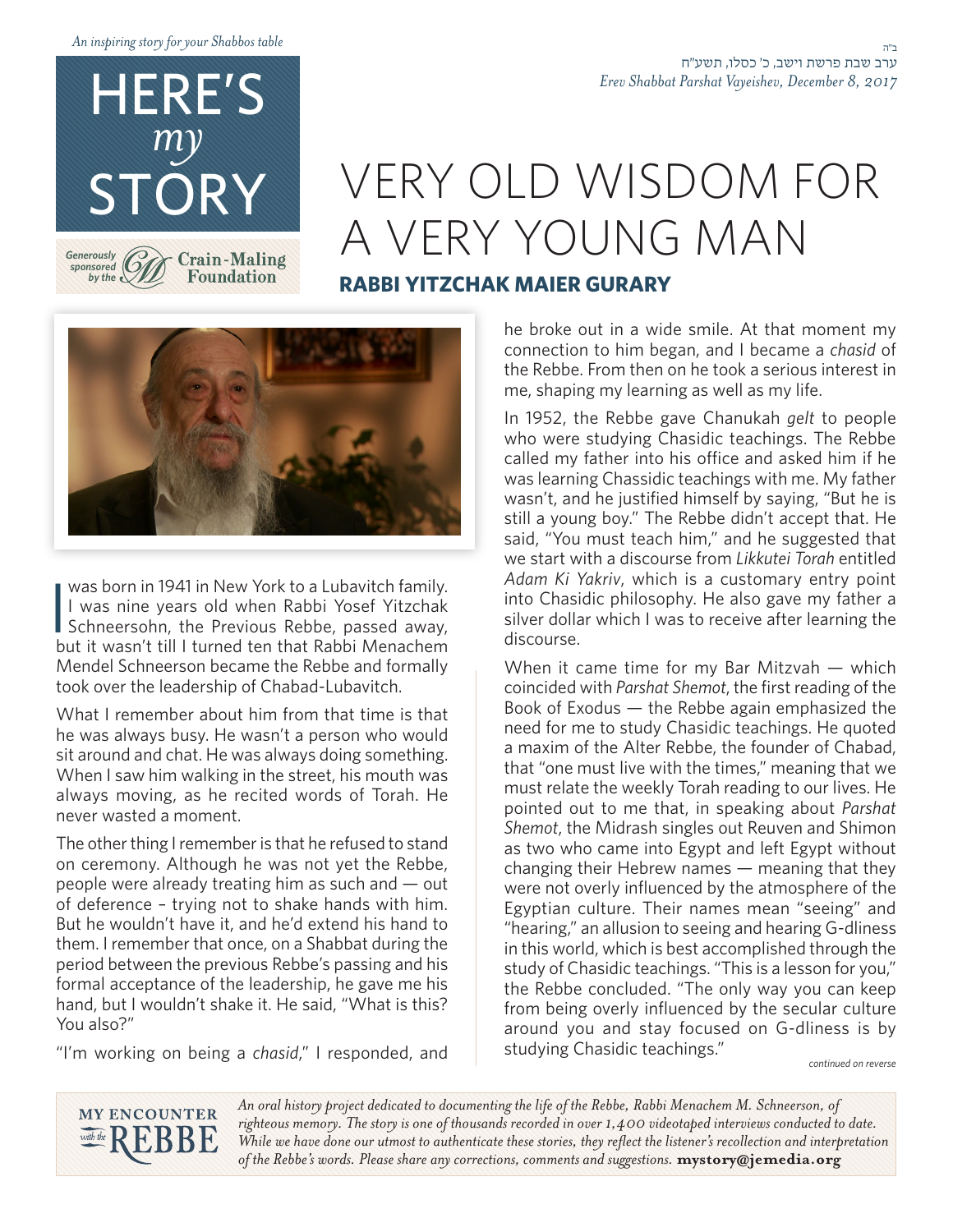*An inspiring story for your Shabbos table*

# HERE'S *my* STORY

Generously sponsored by the Crain-Maling Foundation

ב"ה
ערב שבת פרשת וישב, כ' כסלו, תשע"ח
*Erev Shabbat Parshat Vayeishev, December 8, 2017*

# VERY OLD WISDOM FOR A VERY YOUNG MAN

## RABBI YITZCHAK MAIER GURARY

I was born in 1941 in New York to a Lubavitch family. I was nine years old when Rabbi Yosef Yitzchak Schneersohn, the Previous Rebbe, passed away, but it wasn't till I turned ten that Rabbi Menachem Mendel Schneerson became the Rebbe and formally took over the leadership of Chabad-Lubavitch.

What I remember about him from that time is that he was always busy. He wasn't a person who would sit around and chat. He was always doing something. When I saw him walking in the street, his mouth was always moving, as he recited words of Torah. He never wasted a moment.

The other thing I remember is that he refused to stand on ceremony. Although he was not yet the Rebbe, people were already treating him as such and — out of deference – trying not to shake hands with him. But he wouldn't have it, and he'd extend his hand to them. I remember that once, on a Shabbat during the period between the previous Rebbe's passing and his formal acceptance of the leadership, he gave me his hand, but I wouldn't shake it. He said, "What is this? You also?"

"I'm working on being a *chasid*," I responded, and he broke out in a wide smile. At that moment my connection to him began, and I became a *chasid* of the Rebbe. From then on he took a serious interest in me, shaping my learning as well as my life.

In 1952, the Rebbe gave Chanukah *gelt* to people who were studying Chasidic teachings. The Rebbe called my father into his office and asked him if he was learning Chassidic teachings with me. My father wasn't, and he justified himself by saying, "But he is still a young boy." The Rebbe didn't accept that. He said, "You must teach him," and he suggested that we start with a discourse from *Likkutei Torah* entitled *Adam Ki Yakriv*, which is a customary entry point into Chasidic philosophy. He also gave my father a silver dollar which I was to receive after learning the discourse.

When it came time for my Bar Mitzvah — which coincided with *Parshat Shemot*, the first reading of the Book of Exodus — the Rebbe again emphasized the need for me to study Chasidic teachings. He quoted a maxim of the Alter Rebbe, the founder of Chabad, that "one must live with the times," meaning that we must relate the weekly Torah reading to our lives. He pointed out to me that, in speaking about *Parshat Shemot*, the Midrash singles out Reuven and Shimon as two who came into Egypt and left Egypt without changing their Hebrew names — meaning that they were not overly influenced by the atmosphere of the Egyptian culture. Their names mean "seeing" and "hearing," an allusion to seeing and hearing G-dliness in this world, which is best accomplished through the study of Chasidic teachings. "This is a lesson for you," the Rebbe concluded. "The only way you can keep from being overly influenced by the secular culture around you and stay focused on G-dliness is by studying Chasidic teachings."

*continued on reverse*

MY ENCOUNTER with the REBBE

*An oral history project dedicated to documenting the life of the Rebbe, Rabbi Menachem M. Schneerson, of righteous memory. The story is one of thousands recorded in over 1,400 videotaped interviews conducted to date. While we have done our utmost to authenticate these stories, they reflect the listener's recollection and interpretation of the Rebbe's words. Please share any corrections, comments and suggestions.* **mystory@jemedia.org**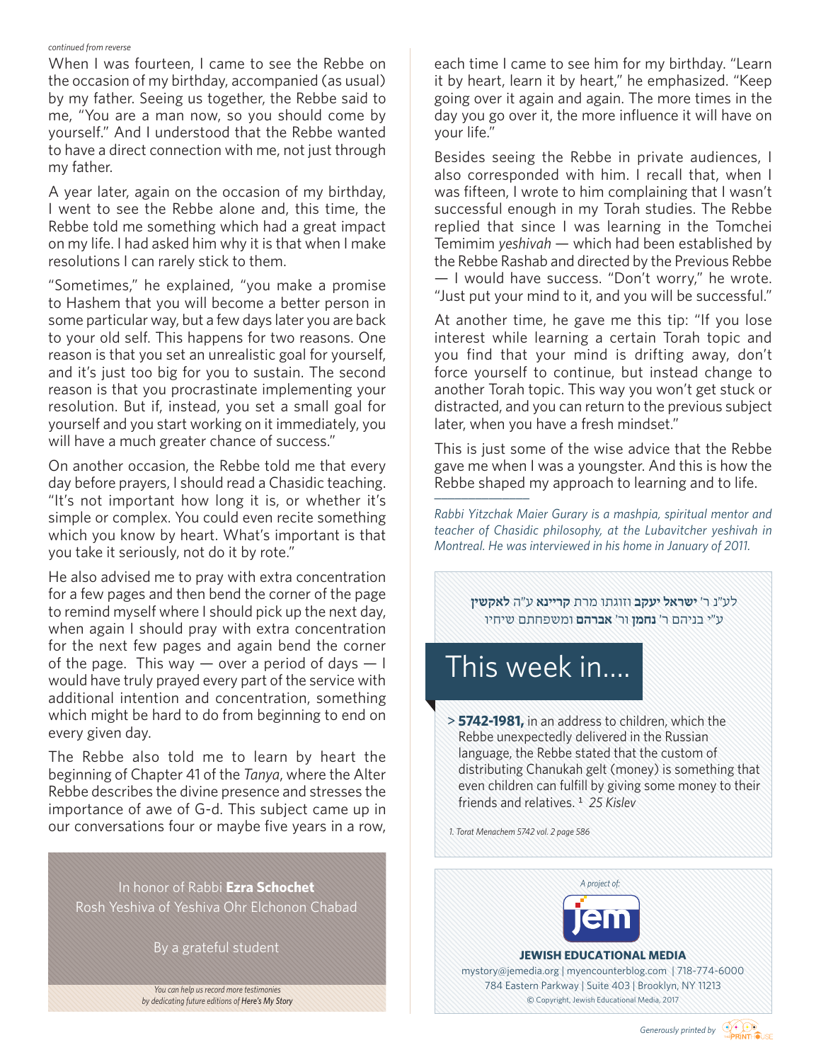*continued from reverse*

When I was fourteen, I came to see the Rebbe on the occasion of my birthday, accompanied (as usual) by my father. Seeing us together, the Rebbe said to me, "You are a man now, so you should come by yourself." And I understood that the Rebbe wanted to have a direct connection with me, not just through my father.

A year later, again on the occasion of my birthday, I went to see the Rebbe alone and, this time, the Rebbe told me something which had a great impact on my life. I had asked him why it is that when I make resolutions I can rarely stick to them.

"Sometimes," he explained, "you make a promise to Hashem that you will become a better person in some particular way, but a few days later you are back to your old self. This happens for two reasons. One reason is that you set an unrealistic goal for yourself, and it's just too big for you to sustain. The second reason is that you procrastinate implementing your resolution. But if, instead, you set a small goal for yourself and you start working on it immediately, you will have a much greater chance of success."

On another occasion, the Rebbe told me that every day before prayers, I should read a Chasidic teaching. "It's not important how long it is, or whether it's simple or complex. You could even recite something which you know by heart. What's important is that you take it seriously, not do it by rote."

He also advised me to pray with extra concentration for a few pages and then bend the corner of the page to remind myself where I should pick up the next day, when again I should pray with extra concentration for the next few pages and again bend the corner of the page. This way — over a period of days — I would have truly prayed every part of the service with additional intention and concentration, something which might be hard to do from beginning to end on every given day.

The Rebbe also told me to learn by heart the beginning of Chapter 41 of the *Tanya*, where the Alter Rebbe describes the divine presence and stresses the importance of awe of G-d. This subject came up in our conversations four or maybe five years in a row, each time I came to see him for my birthday. "Learn it by heart, learn it by heart," he emphasized. "Keep going over it again and again. The more times in the day you go over it, the more influence it will have on your life."

Besides seeing the Rebbe in private audiences, I also corresponded with him. I recall that, when I was fifteen, I wrote to him complaining that I wasn't successful enough in my Torah studies. The Rebbe replied that since I was learning in the Tomchei Temimim *yeshivah* — which had been established by the Rebbe Rashab and directed by the Previous Rebbe — I would have success. "Don't worry," he wrote. "Just put your mind to it, and you will be successful."

At another time, he gave me this tip: "If you lose interest while learning a certain Torah topic and you find that your mind is drifting away, don't force yourself to continue, but instead change to another Torah topic. This way you won't get stuck or distracted, and you can return to the previous subject later, when you have a fresh mindset."

This is just some of the wise advice that the Rebbe gave me when I was a youngster. And this is how the Rebbe shaped my approach to learning and to life.

*Rabbi Yitzchak Maier Gurary is a mashpia, spiritual mentor and teacher of Chasidic philosophy, at the Lubavitcher yeshivah in Montreal. He was interviewed in his home in January of 2011.*

In honor of Rabbi **Ezra Schochet**
Rosh Yeshiva of Yeshiva Ohr Elchonon Chabad

By a grateful student

*You can help us record more testimonies by dedicating future editions of Here's My Story*

לע"נ ר' **ישראל יעקב** וזוגתו מרת **קריינא** ע"ה **לאקשין**
ע"י בניהם ר' **נחמן** ור' **אברהם** ומשפחתם שיחיו

## This week in....

> **5742-1981,** in an address to children, which the Rebbe unexpectedly delivered in the Russian language, the Rebbe stated that the custom of distributing Chanukah gelt (money) is something that even children can fulfill by giving some money to their friends and relatives.[1] *25 Kislev*

1. Torat Menachem 5742 vol. 2 page 586

*A project of:*

**JEWISH EDUCATIONAL MEDIA**
mystory@jemedia.org | myencounterblog.com | 718-774-6000
784 Eastern Parkway | Suite 403 | Brooklyn, NY 11213
© Copyright, Jewish Educational Media, 2017

*Generously printed by*